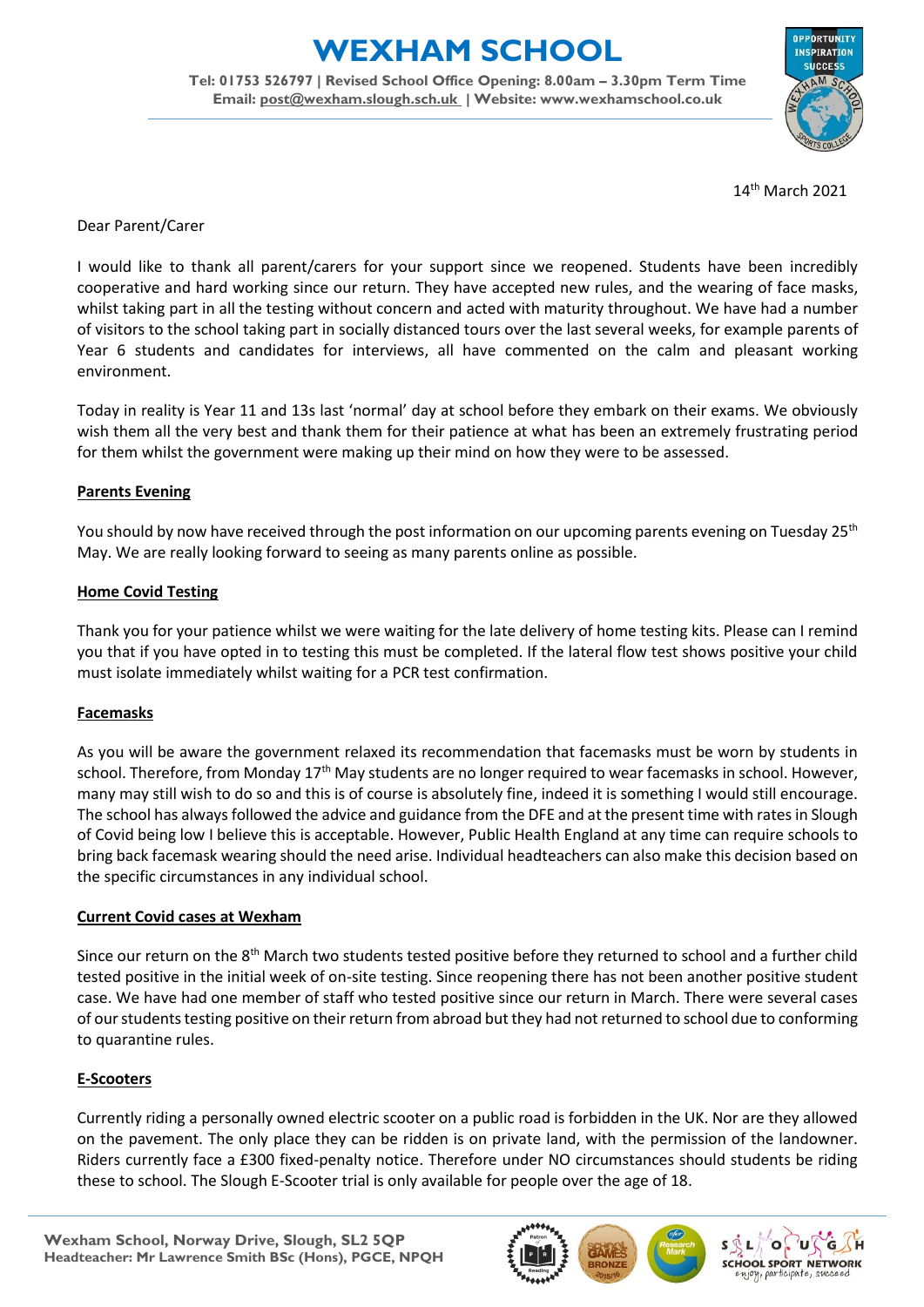# WEXHAM SCHOOL

**Tel: 01753 526797 | Revised School Office Opening: 8.00am – 3.30pm Term Time**
**Email: post@wexham.slough.sch.uk | Website: www.wexhamschool.co.uk**

14th March 2021

Dear Parent/Carer

I would like to thank all parent/carers for your support since we reopened. Students have been incredibly cooperative and hard working since our return. They have accepted new rules, and the wearing of face masks, whilst taking part in all the testing without concern and acted with maturity throughout. We have had a number of visitors to the school taking part in socially distanced tours over the last several weeks, for example parents of Year 6 students and candidates for interviews, all have commented on the calm and pleasant working environment.

Today in reality is Year 11 and 13s last 'normal' day at school before they embark on their exams. We obviously wish them all the very best and thank them for their patience at what has been an extremely frustrating period for them whilst the government were making up their mind on how they were to be assessed.

## Parents Evening

You should by now have received through the post information on our upcoming parents evening on Tuesday 25th May. We are really looking forward to seeing as many parents online as possible.

## Home Covid Testing

Thank you for your patience whilst we were waiting for the late delivery of home testing kits. Please can I remind you that if you have opted in to testing this must be completed. If the lateral flow test shows positive your child must isolate immediately whilst waiting for a PCR test confirmation.

## Facemasks

As you will be aware the government relaxed its recommendation that facemasks must be worn by students in school. Therefore, from Monday 17th May students are no longer required to wear facemasks in school. However, many may still wish to do so and this is of course is absolutely fine, indeed it is something I would still encourage. The school has always followed the advice and guidance from the DFE and at the present time with rates in Slough of Covid being low I believe this is acceptable. However, Public Health England at any time can require schools to bring back facemask wearing should the need arise. Individual headteachers can also make this decision based on the specific circumstances in any individual school.

## Current Covid cases at Wexham

Since our return on the 8th March two students tested positive before they returned to school and a further child tested positive in the initial week of on-site testing. Since reopening there has not been another positive student case. We have had one member of staff who tested positive since our return in March. There were several cases of our students testing positive on their return from abroad but they had not returned to school due to conforming to quarantine rules.

## E-Scooters

Currently riding a personally owned electric scooter on a public road is forbidden in the UK. Nor are they allowed on the pavement. The only place they can be ridden is on private land, with the permission of the landowner. Riders currently face a £300 fixed-penalty notice. Therefore under NO circumstances should students be riding these to school. The Slough E-Scooter trial is only available for people over the age of 18.

**Wexham School, Norway Drive, Slough, SL2 5QP**
**Headteacher: Mr Lawrence Smith BSc (Hons), PGCE, NPQH**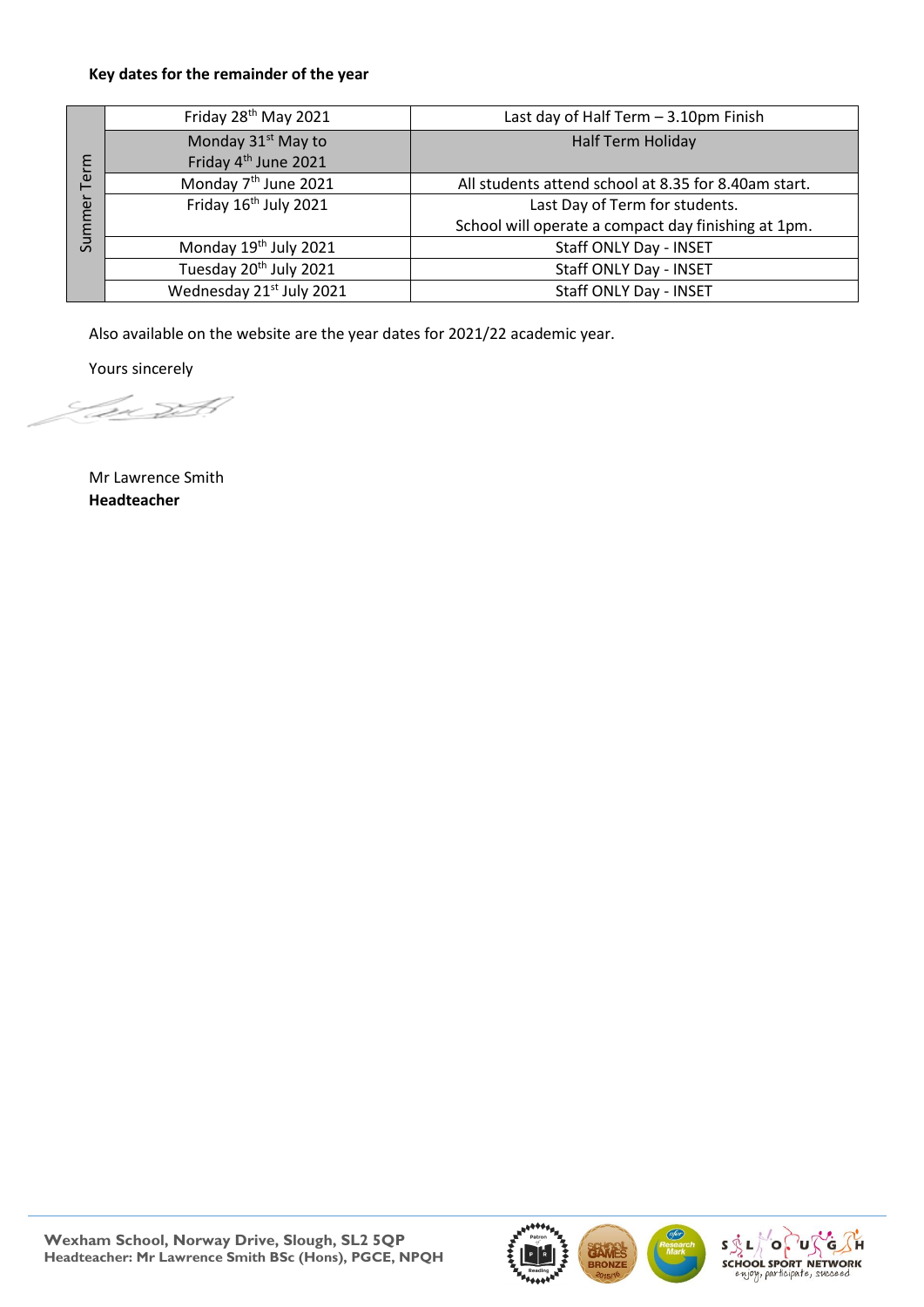**Key dates for the remainder of the year**

| | | |
|---|---|---|
| Summer Term | Friday 28th May 2021 | Last day of Half Term – 3.10pm Finish |
| | Monday 31st May to Friday 4th June 2021 | Half Term Holiday |
| | Monday 7th June 2021 | All students attend school at 8.35 for 8.40am start. |
| | Friday 16th July 2021 | Last Day of Term for students. School will operate a compact day finishing at 1pm. |
| | Monday 19th July 2021 | Staff ONLY Day - INSET |
| | Tuesday 20th July 2021 | Staff ONLY Day - INSET |
| | Wednesday 21st July 2021 | Staff ONLY Day - INSET |

Also available on the website are the year dates for 2021/22 academic year.

Yours sincerely

Mr Lawrence Smith
**Headteacher**

**Wexham School, Norway Drive, Slough, SL2 5QP**
**Headteacher: Mr Lawrence Smith BSc (Hons), PGCE, NPQH**